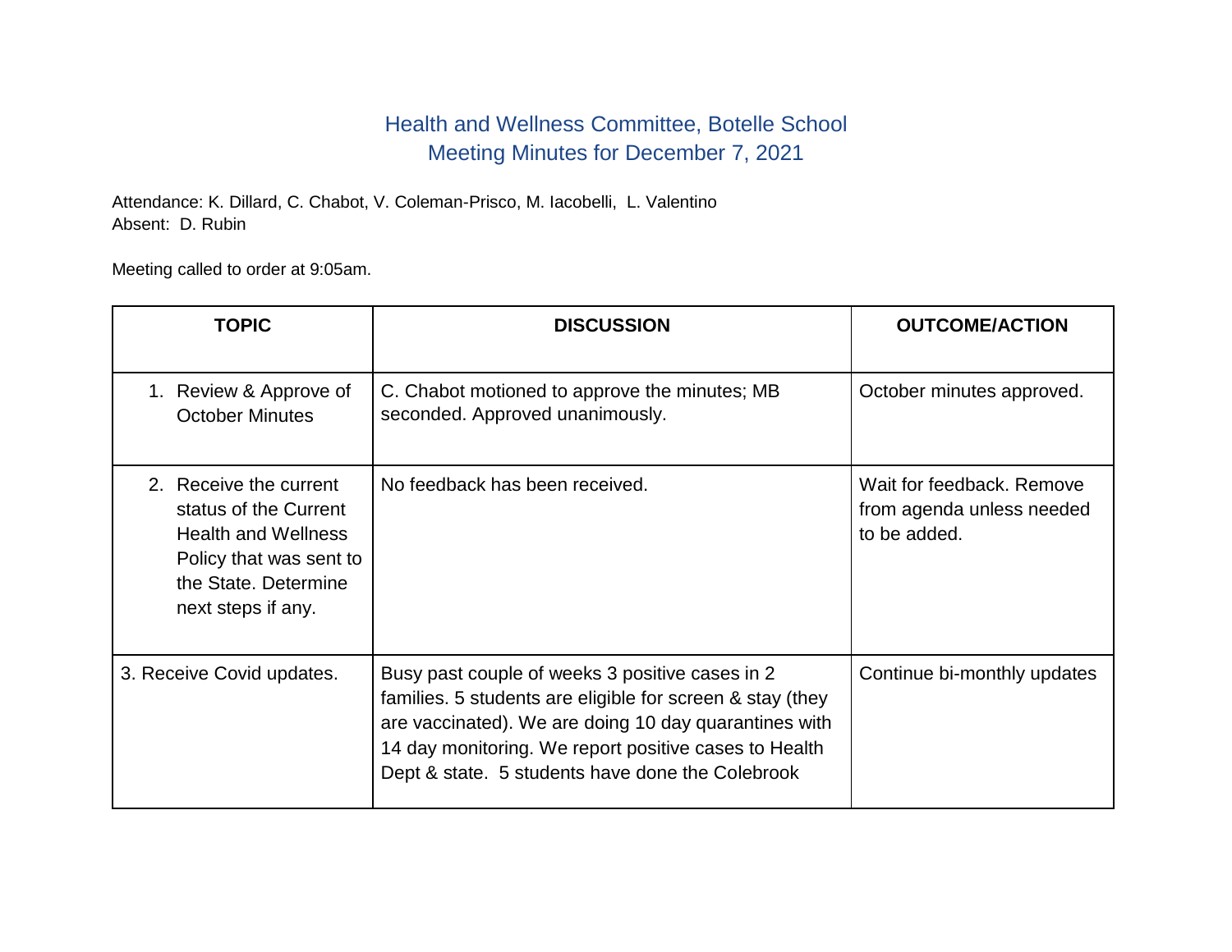# Health and Wellness Committee, Botelle School
## Meeting Minutes for December 7, 2021

Attendance: K. Dillard, C. Chabot, V. Coleman-Prisco, M. Iacobelli, L. Valentino
Absent: D. Rubin

Meeting called to order at 9:05am.

| TOPIC | DISCUSSION | OUTCOME/ACTION |
|---|---|---|
| 1. Review & Approve of October Minutes | C. Chabot motioned to approve the minutes; MB seconded. Approved unanimously. | October minutes approved. |
| 2. Receive the current status of the Current Health and Wellness Policy that was sent to the State. Determine next steps if any. | No feedback has been received. | Wait for feedback. Remove from agenda unless needed to be added. |
| 3. Receive Covid updates. | Busy past couple of weeks 3 positive cases in 2 families. 5 students are eligible for screen & stay (they are vaccinated). We are doing 10 day quarantines with 14 day monitoring. We report positive cases to Health Dept & state. 5 students have done the Colebrook | Continue bi-monthly updates |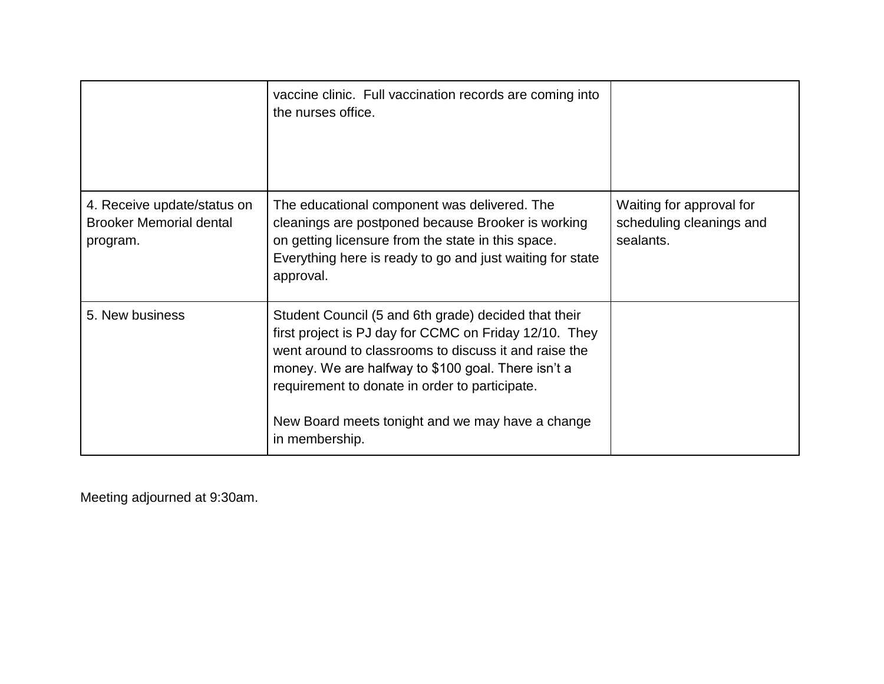| | | |
|---|---|---|
| | vaccine clinic. Full vaccination records are coming into the nurses office. | |
| 4. Receive update/status on Brooker Memorial dental program. | The educational component was delivered. The cleanings are postponed because Brooker is working on getting licensure from the state in this space. Everything here is ready to go and just waiting for state approval. | Waiting for approval for scheduling cleanings and sealants. |
| 5. New business | Student Council (5 and 6th grade) decided that their first project is PJ day for CCMC on Friday 12/10. They went around to classrooms to discuss it and raise the money. We are halfway to $100 goal. There isn't a requirement to donate in order to participate.<br><br>New Board meets tonight and we may have a change in membership. | |

Meeting adjourned at 9:30am.